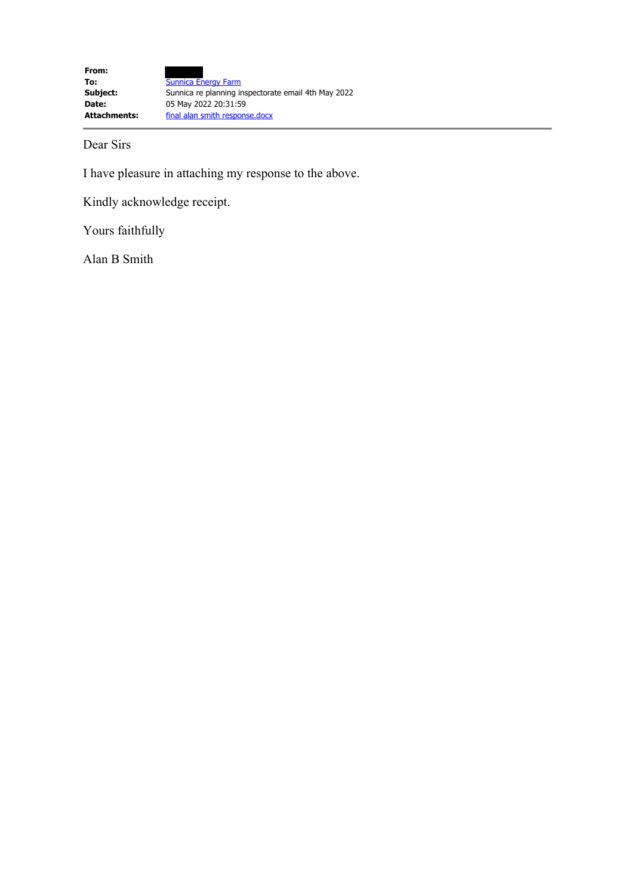| | |
|---|---|
| **From:** | |
| **To:** | Sunnica Energy Farm |
| **Subject:** | Sunnica re planning inspectorate email 4th May 2022 |
| **Date:** | 05 May 2022 20:31:59 |
| **Attachments:** | final alan smith response.docx |

Dear Sirs

I have pleasure in attaching my response to the above.

Kindly acknowledge receipt.

Yours faithfully

Alan B Smith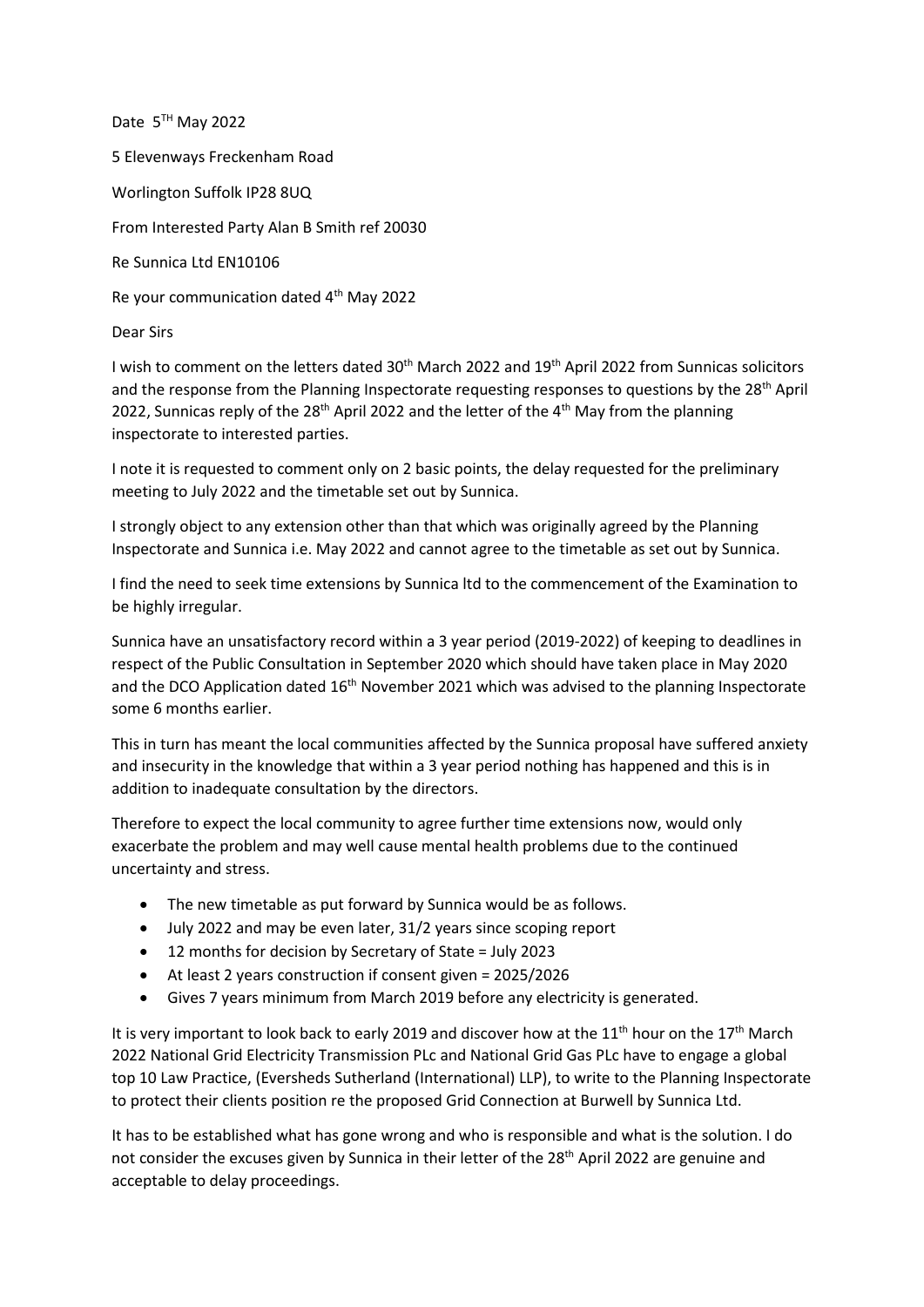Date 5TH May 2022

5 Elevenways Freckenham Road

Worlington Suffolk IP28 8UQ

From Interested Party Alan B Smith ref 20030

Re Sunnica Ltd EN10106

Re your communication dated 4th May 2022

Dear Sirs

I wish to comment on the letters dated 30th March 2022 and 19th April 2022 from Sunnicas solicitors and the response from the Planning Inspectorate requesting responses to questions by the 28th April 2022, Sunnicas reply of the 28th April 2022 and the letter of the 4th May from the planning inspectorate to interested parties.

I note it is requested to comment only on 2 basic points, the delay requested for the preliminary meeting to July 2022 and the timetable set out by Sunnica.

I strongly object to any extension other than that which was originally agreed by the Planning Inspectorate and Sunnica i.e. May 2022 and cannot agree to the timetable as set out by Sunnica.

I find the need to seek time extensions by Sunnica ltd to the commencement of the Examination to be highly irregular.

Sunnica have an unsatisfactory record within a 3 year period (2019-2022) of keeping to deadlines in respect of the Public Consultation in September 2020 which should have taken place in May 2020 and the DCO Application dated 16th November 2021 which was advised to the planning Inspectorate some 6 months earlier.

This in turn has meant the local communities affected by the Sunnica proposal have suffered anxiety and insecurity in the knowledge that within a 3 year period nothing has happened and this is in addition to inadequate consultation by the directors.

Therefore to expect the local community to agree further time extensions now, would only exacerbate the problem and may well cause mental health problems due to the continued uncertainty and stress.

- The new timetable as put forward by Sunnica would be as follows.
- July 2022 and may be even later, 31/2 years since scoping report
- 12 months for decision by Secretary of State = July 2023
- At least 2 years construction if consent given = 2025/2026
- Gives 7 years minimum from March 2019 before any electricity is generated.

It is very important to look back to early 2019 and discover how at the 11th hour on the 17th March 2022 National Grid Electricity Transmission PLc and National Grid Gas PLc have to engage a global top 10 Law Practice, (Eversheds Sutherland (International) LLP), to write to the Planning Inspectorate to protect their clients position re the proposed Grid Connection at Burwell by Sunnica Ltd.

It has to be established what has gone wrong and who is responsible and what is the solution. I do not consider the excuses given by Sunnica in their letter of the 28th April 2022 are genuine and acceptable to delay proceedings.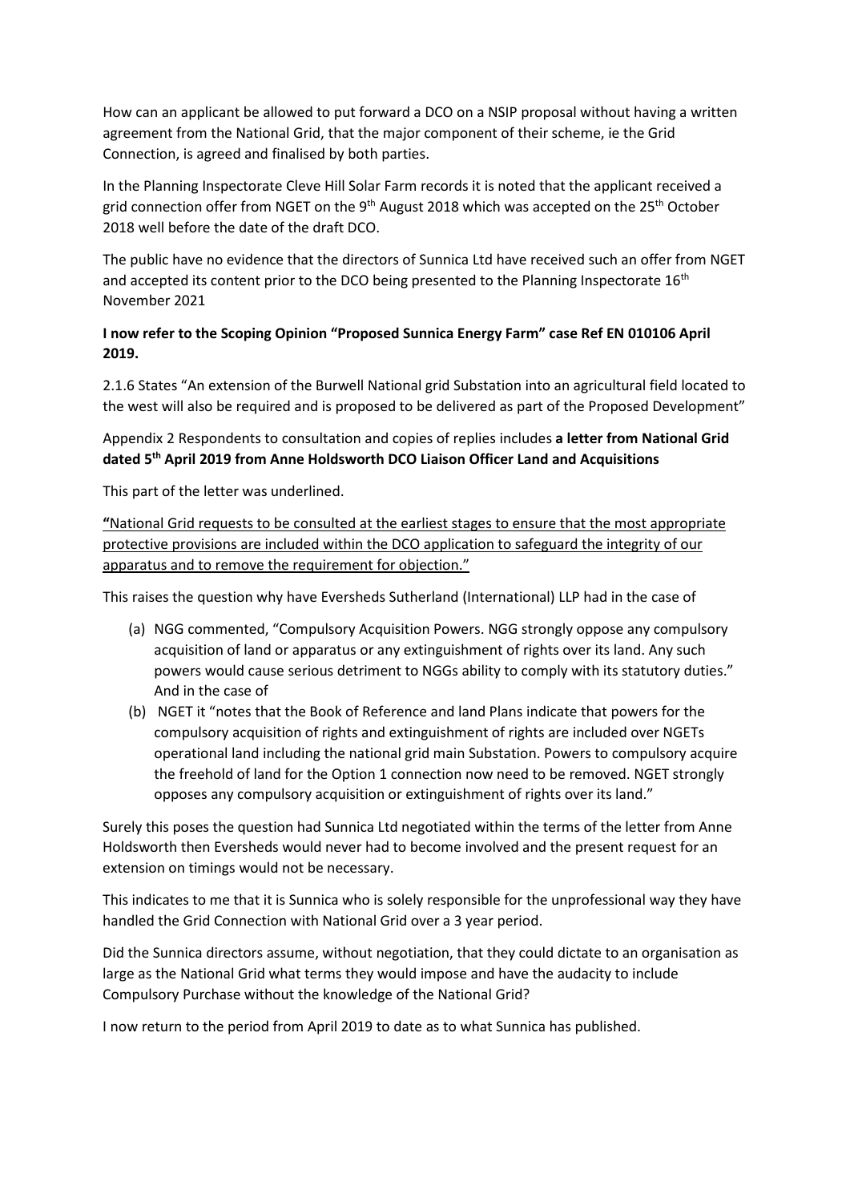How can an applicant be allowed to put forward a DCO on a NSIP proposal without having a written agreement from the National Grid, that the major component of their scheme, ie the Grid Connection, is agreed and finalised by both parties.

In the Planning Inspectorate Cleve Hill Solar Farm records it is noted that the applicant received a grid connection offer from NGET on the 9th August 2018 which was accepted on the 25th October 2018 well before the date of the draft DCO.

The public have no evidence that the directors of Sunnica Ltd have received such an offer from NGET and accepted its content prior to the DCO being presented to the Planning Inspectorate 16th November 2021

**I now refer to the Scoping Opinion "Proposed Sunnica Energy Farm" case Ref EN 010106 April 2019.**

2.1.6 States "An extension of the Burwell National grid Substation into an agricultural field located to the west will also be required and is proposed to be delivered as part of the Proposed Development"

Appendix 2 Respondents to consultation and copies of replies includes **a letter from National Grid dated 5th April 2019 from Anne Holdsworth DCO Liaison Officer Land and Acquisitions**

This part of the letter was underlined.

**"**National Grid requests to be consulted at the earliest stages to ensure that the most appropriate protective provisions are included within the DCO application to safeguard the integrity of our apparatus and to remove the requirement for objection."

This raises the question why have Eversheds Sutherland (International) LLP had in the case of

(a) NGG commented, "Compulsory Acquisition Powers. NGG strongly oppose any compulsory acquisition of land or apparatus or any extinguishment of rights over its land. Any such powers would cause serious detriment to NGGs ability to comply with its statutory duties." And in the case of
(b) NGET it "notes that the Book of Reference and land Plans indicate that powers for the compulsory acquisition of rights and extinguishment of rights are included over NGETs operational land including the national grid main Substation. Powers to compulsory acquire the freehold of land for the Option 1 connection now need to be removed. NGET strongly opposes any compulsory acquisition or extinguishment of rights over its land."

Surely this poses the question had Sunnica Ltd negotiated within the terms of the letter from Anne Holdsworth then Eversheds would never had to become involved and the present request for an extension on timings would not be necessary.

This indicates to me that it is Sunnica who is solely responsible for the unprofessional way they have handled the Grid Connection with National Grid over a 3 year period.

Did the Sunnica directors assume, without negotiation, that they could dictate to an organisation as large as the National Grid what terms they would impose and have the audacity to include Compulsory Purchase without the knowledge of the National Grid?

I now return to the period from April 2019 to date as to what Sunnica has published.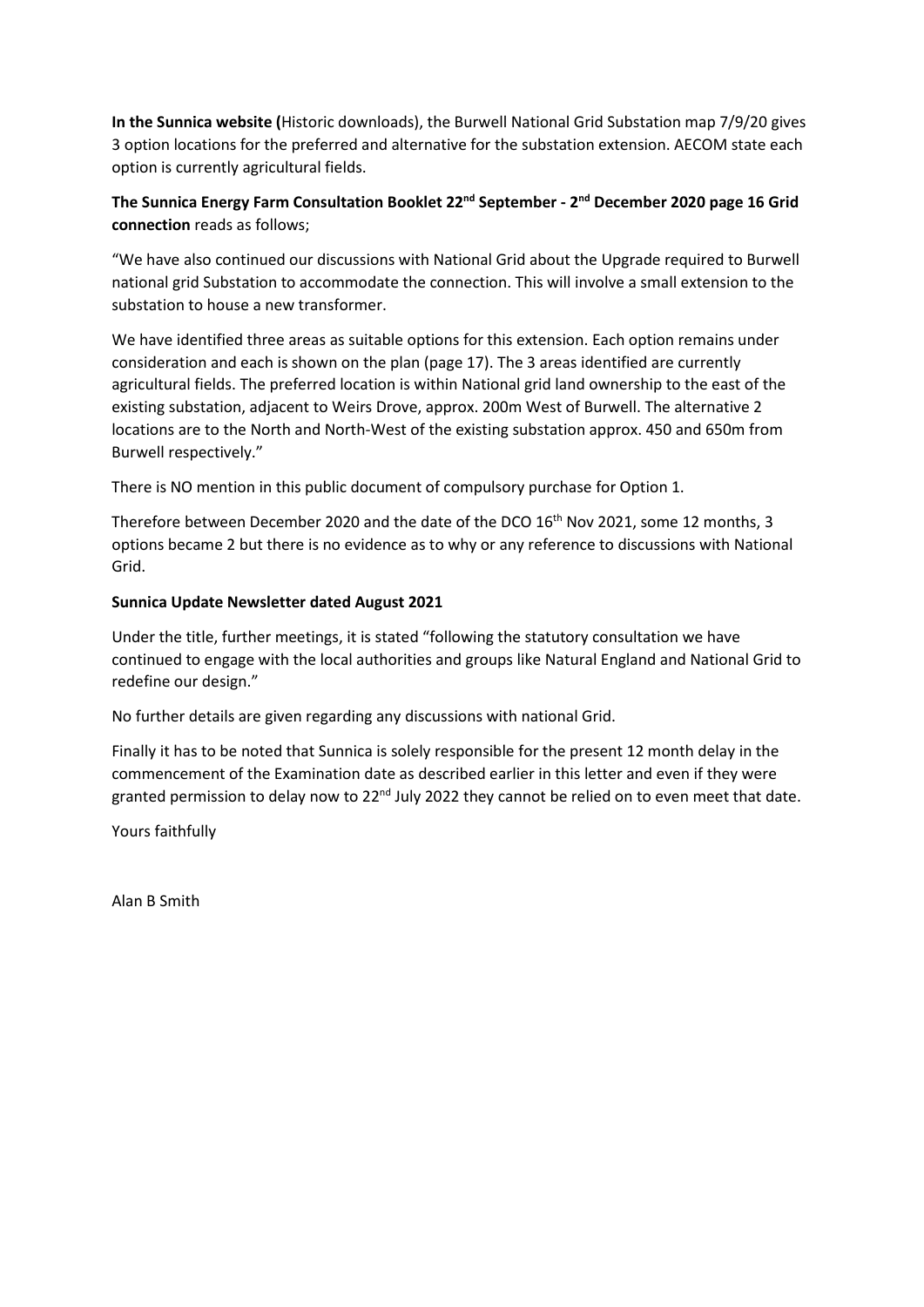**In the Sunnica website (**Historic downloads), the Burwell National Grid Substation map 7/9/20 gives 3 option locations for the preferred and alternative for the substation extension. AECOM state each option is currently agricultural fields.

**The Sunnica Energy Farm Consultation Booklet 22nd September - 2nd December 2020 page 16 Grid connection** reads as follows;

"We have also continued our discussions with National Grid about the Upgrade required to Burwell national grid Substation to accommodate the connection. This will involve a small extension to the substation to house a new transformer.

We have identified three areas as suitable options for this extension. Each option remains under consideration and each is shown on the plan (page 17). The 3 areas identified are currently agricultural fields. The preferred location is within National grid land ownership to the east of the existing substation, adjacent to Weirs Drove, approx. 200m West of Burwell. The alternative 2 locations are to the North and North-West of the existing substation approx. 450 and 650m from Burwell respectively."

There is NO mention in this public document of compulsory purchase for Option 1.

Therefore between December 2020 and the date of the DCO 16th Nov 2021, some 12 months, 3 options became 2 but there is no evidence as to why or any reference to discussions with National Grid.

**Sunnica Update Newsletter dated August 2021**

Under the title, further meetings, it is stated "following the statutory consultation we have continued to engage with the local authorities and groups like Natural England and National Grid to redefine our design."

No further details are given regarding any discussions with national Grid.

Finally it has to be noted that Sunnica is solely responsible for the present 12 month delay in the commencement of the Examination date as described earlier in this letter and even if they were granted permission to delay now to 22nd July 2022 they cannot be relied on to even meet that date.

Yours faithfully

Alan B Smith